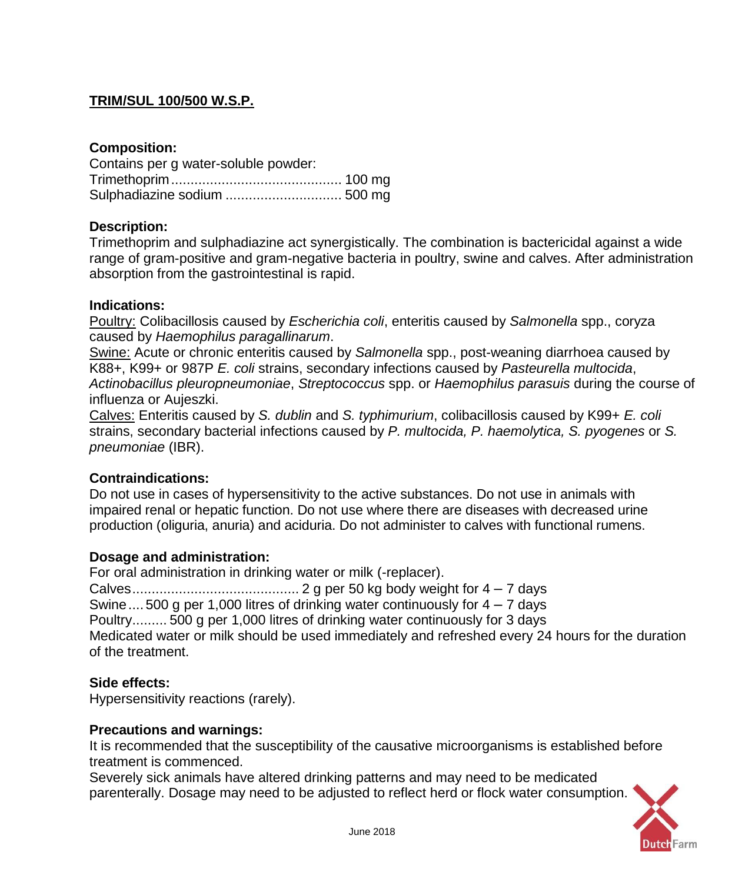# TRIM/SUL 100/500 W.S.P.

**Composition:**

Contains per g water-soluble powder:
Trimethoprim............................................ 100 mg
Sulphadiazine sodium .............................. 500 mg

**Description:**

Trimethoprim and sulphadiazine act synergistically. The combination is bactericidal against a wide range of gram-positive and gram-negative bacteria in poultry, swine and calves. After administration absorption from the gastrointestinal is rapid.

**Indications:**

Poultry: Colibacillosis caused by *Escherichia coli*, enteritis caused by *Salmonella* spp., coryza caused by *Haemophilus paragallinarum*.
Swine: Acute or chronic enteritis caused by *Salmonella* spp., post-weaning diarrhoea caused by K88+, K99+ or 987P *E. coli* strains, secondary infections caused by *Pasteurella multocida*, *Actinobacillus pleuropneumoniae*, *Streptococcus* spp. or *Haemophilus parasuis* during the course of influenza or Aujeszki.
Calves: Enteritis caused by *S. dublin* and *S. typhimurium*, colibacillosis caused by K99+ *E. coli* strains, secondary bacterial infections caused by *P. multocida, P. haemolytica, S. pyogenes* or *S. pneumoniae* (IBR).

**Contraindications:**

Do not use in cases of hypersensitivity to the active substances. Do not use in animals with impaired renal or hepatic function. Do not use where there are diseases with decreased urine production (oliguria, anuria) and aciduria. Do not administer to calves with functional rumens.

**Dosage and administration:**

For oral administration in drinking water or milk (-replacer).
Calves........................................... 2 g per 50 kg body weight for 4 – 7 days
Swine.... 500 g per 1,000 litres of drinking water continuously for 4 – 7 days
Poultry......... 500 g per 1,000 litres of drinking water continuously for 3 days
Medicated water or milk should be used immediately and refreshed every 24 hours for the duration of the treatment.

**Side effects:**

Hypersensitivity reactions (rarely).

**Precautions and warnings:**

It is recommended that the susceptibility of the causative microorganisms is established before treatment is commenced.
Severely sick animals have altered drinking patterns and may need to be medicated parenterally. Dosage may need to be adjusted to reflect herd or flock water consumption.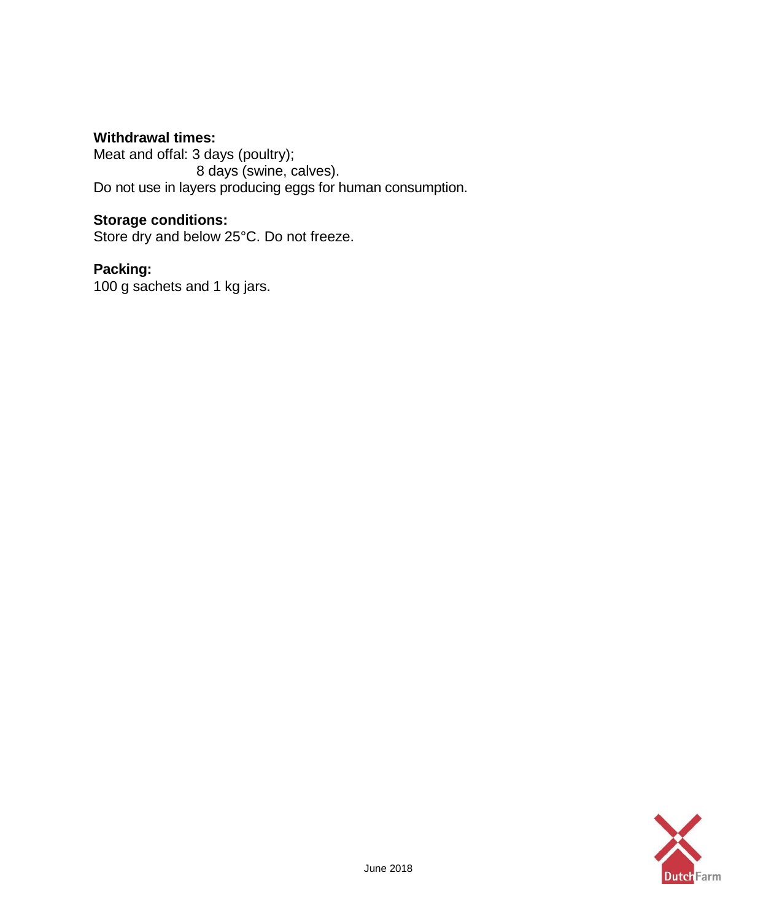**Withdrawal times:**

Meat and offal: 3 days (poultry);
8 days (swine, calves).

Do not use in layers producing eggs for human consumption.

**Storage conditions:**

Store dry and below 25°C. Do not freeze.

**Packing:**

100 g sachets and 1 kg jars.

June 2018